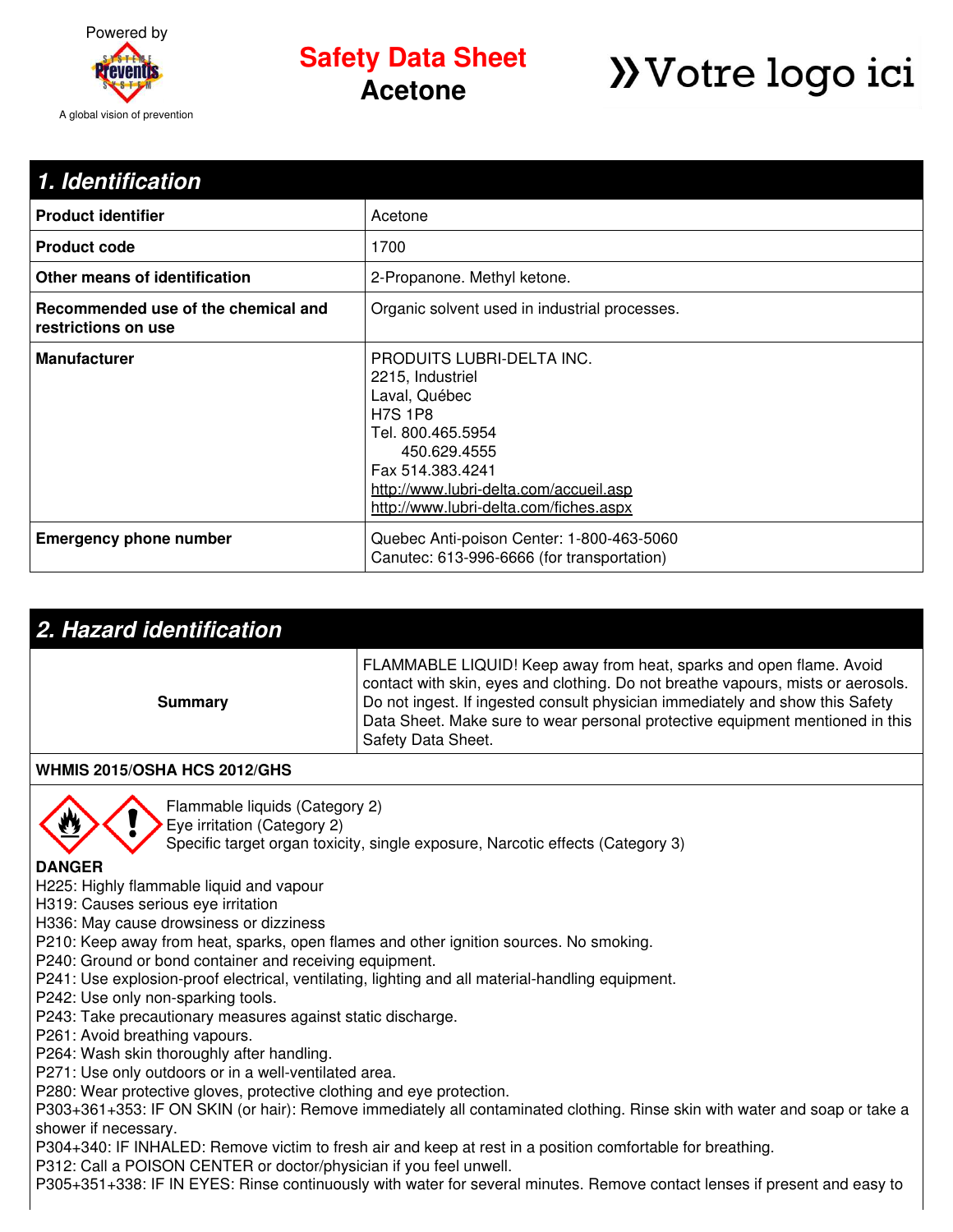Powered by

A global vision of prevention

# Safety Data Sheet
# Acetone

»Votre logo ici

## 1. Identification

| | |
|---|---|
| **Product identifier** | Acetone |
| **Product code** | 1700 |
| **Other means of identification** | 2-Propanone. Methyl ketone. |
| **Recommended use of the chemical and restrictions on use** | Organic solvent used in industrial processes. |
| **Manufacturer** | PRODUITS LUBRI-DELTA INC.<br>2215, Industriel<br>Laval, Québec<br>H7S 1P8<br>Tel. 800.465.5954<br>450.629.4555<br>Fax 514.383.4241<br>http://www.lubri-delta.com/accueil.asp<br>http://www.lubri-delta.com/fiches.aspx |
| **Emergency phone number** | Quebec Anti-poison Center: 1-800-463-5060<br>Canutec: 613-996-6666 (for transportation) |

## 2. Hazard identification

| | |
|---|---|
| **Summary** | FLAMMABLE LIQUID! Keep away from heat, sparks and open flame. Avoid contact with skin, eyes and clothing. Do not breathe vapours, mists or aerosols. Do not ingest. If ingested consult physician immediately and show this Safety Data Sheet. Make sure to wear personal protective equipment mentioned in this Safety Data Sheet. |

**WHMIS 2015/OSHA HCS 2012/GHS**

Flammable liquids (Category 2)
Eye irritation (Category 2)
Specific target organ toxicity, single exposure, Narcotic effects (Category 3)

**DANGER**

H225: Highly flammable liquid and vapour
H319: Causes serious eye irritation
H336: May cause drowsiness or dizziness
P210: Keep away from heat, sparks, open flames and other ignition sources. No smoking.
P240: Ground or bond container and receiving equipment.
P241: Use explosion-proof electrical, ventilating, lighting and all material-handling equipment.
P242: Use only non-sparking tools.
P243: Take precautionary measures against static discharge.
P261: Avoid breathing vapours.
P264: Wash skin thoroughly after handling.
P271: Use only outdoors or in a well-ventilated area.
P280: Wear protective gloves, protective clothing and eye protection.
P303+361+353: IF ON SKIN (or hair): Remove immediately all contaminated clothing. Rinse skin with water and soap or take a shower if necessary.
P304+340: IF INHALED: Remove victim to fresh air and keep at rest in a position comfortable for breathing.
P312: Call a POISON CENTER or doctor/physician if you feel unwell.
P305+351+338: IF IN EYES: Rinse continuously with water for several minutes. Remove contact lenses if present and easy to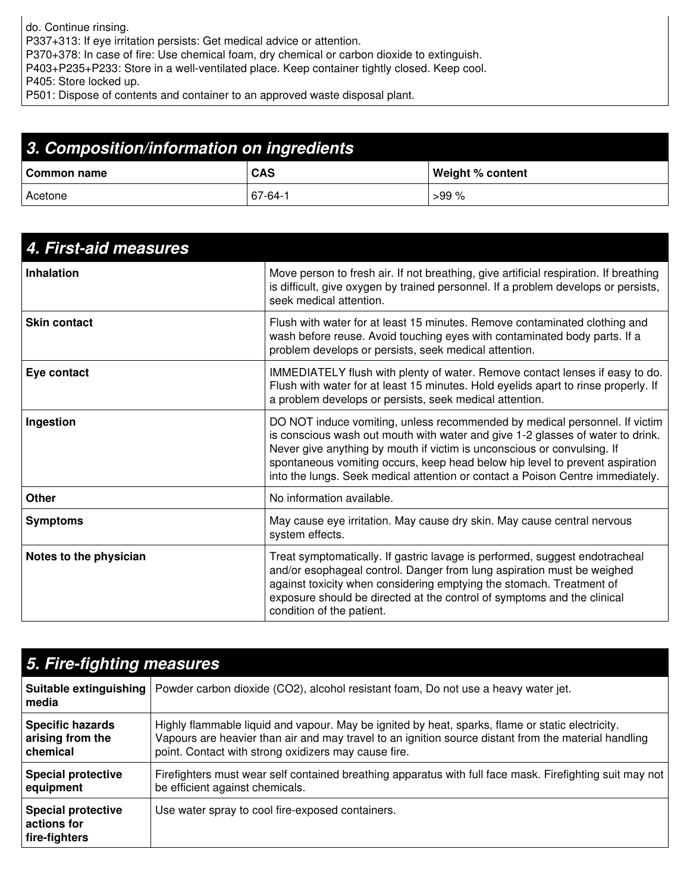do. Continue rinsing.
P337+313: If eye irritation persists: Get medical advice or attention.
P370+378: In case of fire: Use chemical foam, dry chemical or carbon dioxide to extinguish.
P403+P235+P233: Store in a well-ventilated place. Keep container tightly closed. Keep cool.
P405: Store locked up.
P501: Dispose of contents and container to an approved waste disposal plant.

## 3. Composition/information on ingredients

| Common name | CAS | Weight % content |
|---|---|---|
| Acetone | 67-64-1 | >99 % |

## 4. First-aid measures

| | |
|---|---|
| **Inhalation** | Move person to fresh air. If not breathing, give artificial respiration. If breathing is difficult, give oxygen by trained personnel. If a problem develops or persists, seek medical attention. |
| **Skin contact** | Flush with water for at least 15 minutes. Remove contaminated clothing and wash before reuse. Avoid touching eyes with contaminated body parts. If a problem develops or persists, seek medical attention. |
| **Eye contact** | IMMEDIATELY flush with plenty of water. Remove contact lenses if easy to do. Flush with water for at least 15 minutes. Hold eyelids apart to rinse properly. If a problem develops or persists, seek medical attention. |
| **Ingestion** | DO NOT induce vomiting, unless recommended by medical personnel. If victim is conscious wash out mouth with water and give 1-2 glasses of water to drink. Never give anything by mouth if victim is unconscious or convulsing. If spontaneous vomiting occurs, keep head below hip level to prevent aspiration into the lungs. Seek medical attention or contact a Poison Centre immediately. |
| **Other** | No information available. |
| **Symptoms** | May cause eye irritation. May cause dry skin. May cause central nervous system effects. |
| **Notes to the physician** | Treat symptomatically. If gastric lavage is performed, suggest endotracheal and/or esophageal control. Danger from lung aspiration must be weighed against toxicity when considering emptying the stomach. Treatment of exposure should be directed at the control of symptoms and the clinical condition of the patient. |

## 5. Fire-fighting measures

| | |
|---|---|
| **Suitable extinguishing media** | Powder carbon dioxide ($CO_2$), alcohol resistant foam, Do not use a heavy water jet. |
| **Specific hazards arising from the chemical** | Highly flammable liquid and vapour. May be ignited by heat, sparks, flame or static electricity. Vapours are heavier than air and may travel to an ignition source distant from the material handling point. Contact with strong oxidizers may cause fire. |
| **Special protective equipment** | Firefighters must wear self contained breathing apparatus with full face mask. Firefighting suit may not be efficient against chemicals. |
| **Special protective actions for fire-fighters** | Use water spray to cool fire-exposed containers. |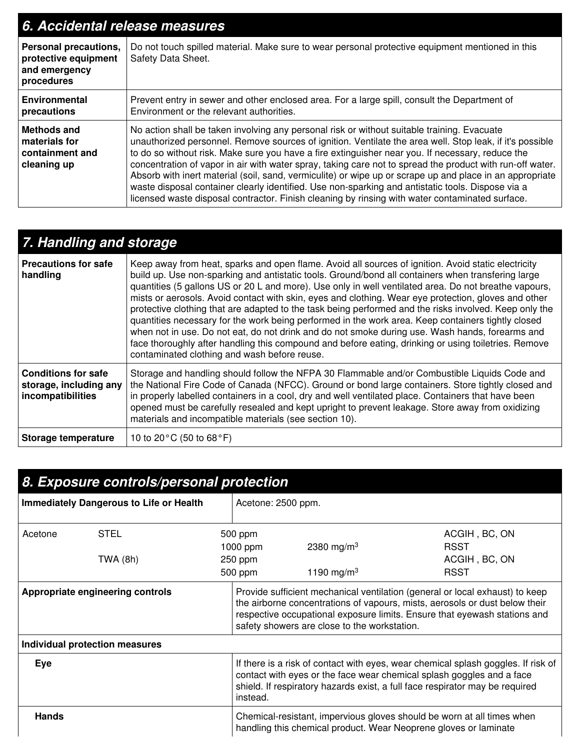## 6. Accidental release measures

| | |
|---|---|
| **Personal precautions, protective equipment and emergency procedures** | Do not touch spilled material. Make sure to wear personal protective equipment mentioned in this Safety Data Sheet. |
| **Environmental precautions** | Prevent entry in sewer and other enclosed area. For a large spill, consult the Department of Environment or the relevant authorities. |
| **Methods and materials for containment and cleaning up** | No action shall be taken involving any personal risk or without suitable training. Evacuate unauthorized personnel. Remove sources of ignition. Ventilate the area well. Stop leak, if it's possible to do so without risk. Make sure you have a fire extinguisher near you. If necessary, reduce the concentration of vapor in air with water spray, taking care not to spread the product with run-off water. Absorb with inert material (soil, sand, vermiculite) or wipe up or scrape up and place in an appropriate waste disposal container clearly identified. Use non-sparking and antistatic tools. Dispose via a licensed waste disposal contractor. Finish cleaning by rinsing with water contaminated surface. |

## 7. Handling and storage

| | |
|---|---|
| **Precautions for safe handling** | Keep away from heat, sparks and open flame. Avoid all sources of ignition. Avoid static electricity build up. Use non-sparking and antistatic tools. Ground/bond all containers when transfering large quantities (5 gallons US or 20 L and more). Use only in well ventilated area. Do not breathe vapours, mists or aerosols. Avoid contact with skin, eyes and clothing. Wear eye protection, gloves and other protective clothing that are adapted to the task being performed and the risks involved. Keep only the quantities necessary for the work being performed in the work area. Keep containers tightly closed when not in use. Do not eat, do not drink and do not smoke during use. Wash hands, forearms and face thoroughly after handling this compound and before eating, drinking or using toiletries. Remove contaminated clothing and wash before reuse. |
| **Conditions for safe storage, including any incompatibilities** | Storage and handling should follow the NFPA 30 Flammable and/or Combustible Liquids Code and the National Fire Code of Canada (NFCC). Ground or bond large containers. Store tightly closed and in properly labelled containers in a cool, dry and well ventilated place. Containers that have been opened must be carefully resealed and kept upright to prevent leakage. Store away from oxidizing materials and incompatible materials (see section 10). |
| **Storage temperature** | 10 to 20°C (50 to 68°F) |

## 8. Exposure controls/personal protection

**Immediately Dangerous to Life or Health** — Acetone: 2500 ppm.

| | | | | |
|---|---|---|---|---|
| Acetone | STEL | 500 ppm | | ACGIH , BC, ON |
| | | 1000 ppm | 2380 mg/m³ | RSST |
| | TWA (8h) | 250 ppm | | ACGIH , BC, ON |
| | | 500 ppm | 1190 mg/m³ | RSST |

| | |
|---|---|
| **Appropriate engineering controls** | Provide sufficient mechanical ventilation (general or local exhaust) to keep the airborne concentrations of vapours, mists, aerosols or dust below their respective occupational exposure limits. Ensure that eyewash stations and safety showers are close to the workstation. |

**Individual protection measures**

| | |
|---|---|
| **Eye** | If there is a risk of contact with eyes, wear chemical splash goggles. If risk of contact with eyes or the face wear chemical splash goggles and a face shield. If respiratory hazards exist, a full face respirator may be required instead. |
| **Hands** | Chemical-resistant, impervious gloves should be worn at all times when handling this chemical product. Wear Neoprene gloves or laminate |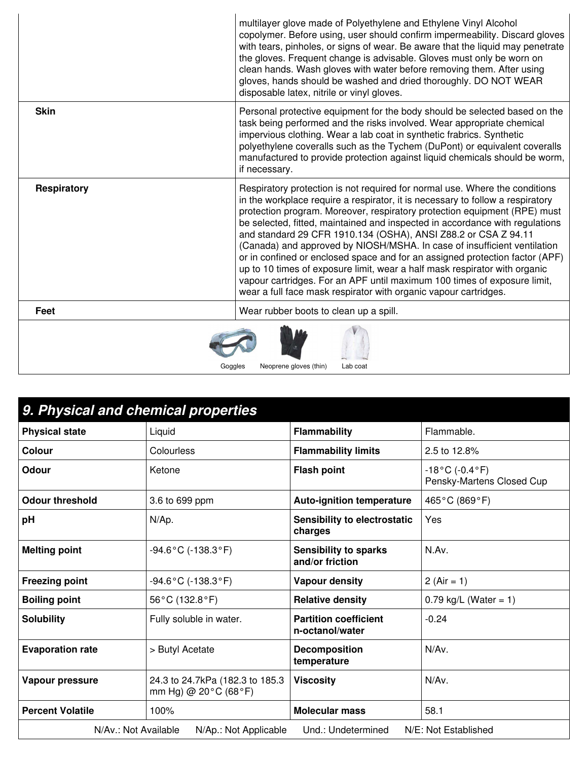| | |
|---|---|
| | multilayer glove made of Polyethylene and Ethylene Vinyl Alcohol copolymer. Before using, user should confirm impermeability. Discard gloves with tears, pinholes, or signs of wear. Be aware that the liquid may penetrate the gloves. Frequent change is advisable. Gloves must only be worn on clean hands. Wash gloves with water before removing them. After using gloves, hands should be washed and dried thoroughly. DO NOT WEAR disposable latex, nitrile or vinyl gloves. |
| **Skin** | Personal protective equipment for the body should be selected based on the task being performed and the risks involved. Wear appropriate chemical impervious clothing. Wear a lab coat in synthetic frabrics. Synthetic polyethylene coveralls such as the Tychem (DuPont) or equivalent coveralls manufactured to provide protection against liquid chemicals should be worm, if necessary. |
| **Respiratory** | Respiratory protection is not required for normal use. Where the conditions in the workplace require a respirator, it is necessary to follow a respiratory protection program. Moreover, respiratory protection equipment (RPE) must be selected, fitted, maintained and inspected in accordance with regulations and standard 29 CFR 1910.134 (OSHA), ANSI Z88.2 or CSA Z 94.11 (Canada) and approved by NIOSH/MSHA. In case of insufficient ventilation or in confined or enclosed space and for an assigned protection factor (APF) up to 10 times of exposure limit, wear a half mask respirator with organic vapour cartridges. For an APF until maximum 100 times of exposure limit, wear a full face mask respirator with organic vapour cartridges. |
| **Feet** | Wear rubber boots to clean up a spill. |

Goggles    Neoprene gloves (thin)    Lab coat

## 9. Physical and chemical properties

| | | | |
|---|---|---|---|
| **Physical state** | Liquid | **Flammability** | Flammable. |
| **Colour** | Colourless | **Flammability limits** | 2.5 to 12.8% |
| **Odour** | Ketone | **Flash point** | -18°C (-0.4°F) Pensky-Martens Closed Cup |
| **Odour threshold** | 3.6 to 699 ppm | **Auto-ignition temperature** | 465°C (869°F) |
| **pH** | N/Ap. | **Sensibility to electrostatic charges** | Yes |
| **Melting point** | -94.6°C (-138.3°F) | **Sensibility to sparks and/or friction** | N.Av. |
| **Freezing point** | -94.6°C (-138.3°F) | **Vapour density** | 2 (Air = 1) |
| **Boiling point** | 56°C (132.8°F) | **Relative density** | 0.79 kg/L (Water = 1) |
| **Solubility** | Fully soluble in water. | **Partition coefficient n-octanol/water** | -0.24 |
| **Evaporation rate** | > Butyl Acetate | **Decomposition temperature** | N/Av. |
| **Vapour pressure** | 24.3 to 24.7kPa (182.3 to 185.3 mm Hg) @ 20°C (68°F) | **Viscosity** | N/Av. |
| **Percent Volatile** | 100% | **Molecular mass** | 58.1 |

N/Av.: Not Available    N/Ap.: Not Applicable    Und.: Undetermined    N/E: Not Established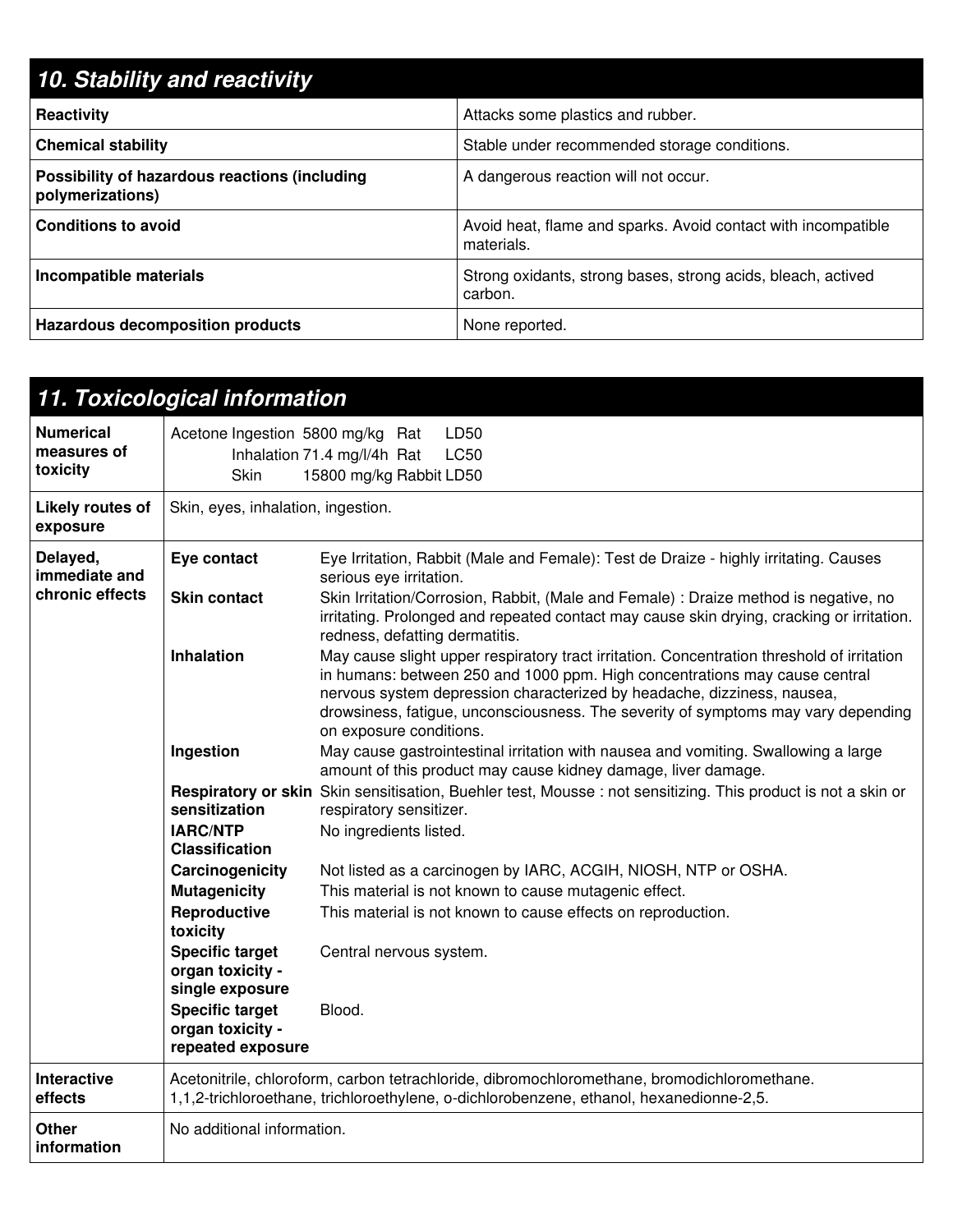## 10. Stability and reactivity

| | |
|---|---|
| **Reactivity** | Attacks some plastics and rubber. |
| **Chemical stability** | Stable under recommended storage conditions. |
| **Possibility of hazardous reactions (including polymerizations)** | A dangerous reaction will not occur. |
| **Conditions to avoid** | Avoid heat, flame and sparks. Avoid contact with incompatible materials. |
| **Incompatible materials** | Strong oxidants, strong bases, strong acids, bleach, actived carbon. |
| **Hazardous decomposition products** | None reported. |

## 11. Toxicological information

| | | |
|---|---|---|
| **Numerical measures of toxicity** | Acetone Ingestion 5800 mg/kg Rat LD50<br>Inhalation 71.4 mg/l/4h Rat LC50<br>Skin 15800 mg/kg Rabbit LD50 | |
| **Likely routes of exposure** | Skin, eyes, inhalation, ingestion. | |
| **Delayed, immediate and chronic effects** | **Eye contact** | Eye Irritation, Rabbit (Male and Female): Test de Draize - highly irritating. Causes serious eye irritation. |
| | **Skin contact** | Skin Irritation/Corrosion, Rabbit, (Male and Female) : Draize method is negative, no irritating. Prolonged and repeated contact may cause skin drying, cracking or irritation. redness, defatting dermatitis. |
| | **Inhalation** | May cause slight upper respiratory tract irritation. Concentration threshold of irritation in humans: between 250 and 1000 ppm. High concentrations may cause central nervous system depression characterized by headache, dizziness, nausea, drowsiness, fatigue, unconsciousness. The severity of symptoms may vary depending on exposure conditions. |
| | **Ingestion** | May cause gastrointestinal irritation with nausea and vomiting. Swallowing a large amount of this product may cause kidney damage, liver damage. |
| | **Respiratory or skin sensitization** | Skin sensitisation, Buehler test, Mousse : not sensitizing. This product is not a skin or respiratory sensitizer. |
| | **IARC/NTP Classification** | No ingredients listed. |
| | **Carcinogenicity** | Not listed as a carcinogen by IARC, ACGIH, NIOSH, NTP or OSHA. |
| | **Mutagenicity** | This material is not known to cause mutagenic effect. |
| | **Reproductive toxicity** | This material is not known to cause effects on reproduction. |
| | **Specific target organ toxicity - single exposure** | Central nervous system. |
| | **Specific target organ toxicity - repeated exposure** | Blood. |
| **Interactive effects** | Acetonitrile, chloroform, carbon tetrachloride, dibromochloromethane, bromodichloromethane. 1,1,2-trichloroethane, trichloroethylene, o-dichlorobenzene, ethanol, hexanedionne-2,5. | |
| **Other information** | No additional information. | |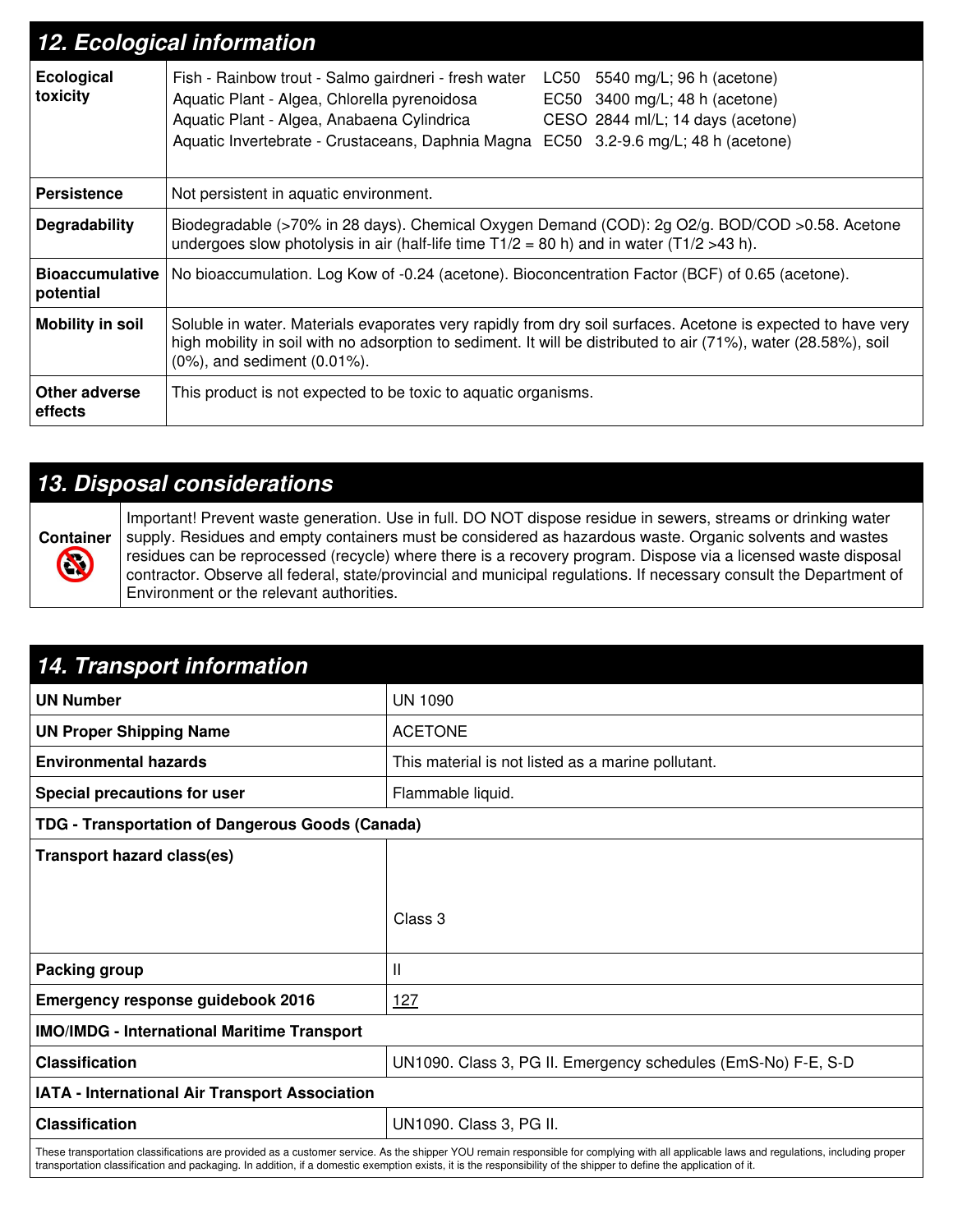## 12. Ecological information

| | |
|---|---|
| **Ecological toxicity** | Fish - Rainbow trout - Salmo gairdneri - fresh water LC50 5540 mg/L; 96 h (acetone)<br>Aquatic Plant - Algea, Chlorella pyrenoidosa EC50 3400 mg/L; 48 h (acetone)<br>Aquatic Plant - Algea, Anabaena Cylindrica CESO 2844 ml/L; 14 days (acetone)<br>Aquatic Invertebrate - Crustaceans, Daphnia Magna EC50 3.2-9.6 mg/L; 48 h (acetone) |
| **Persistence** | Not persistent in aquatic environment. |
| **Degradability** | Biodegradable (>70% in 28 days). Chemical Oxygen Demand (COD): 2g O2/g. BOD/COD >0.58. Acetone undergoes slow photolysis in air (half-life time T1/2 = 80 h) and in water (T1/2 >43 h). |
| **Bioaccumulative potential** | No bioaccumulation. Log Kow of -0.24 (acetone). Bioconcentration Factor (BCF) of 0.65 (acetone). |
| **Mobility in soil** | Soluble in water. Materials evaporates very rapidly from dry soil surfaces. Acetone is expected to have very high mobility in soil with no adsorption to sediment. It will be distributed to air (71%), water (28.58%), soil (0%), and sediment (0.01%). |
| **Other adverse effects** | This product is not expected to be toxic to aquatic organisms. |

## 13. Disposal considerations

| | |
|---|---|
| **Container** | Important! Prevent waste generation. Use in full. DO NOT dispose residue in sewers, streams or drinking water supply. Residues and empty containers must be considered as hazardous waste. Organic solvents and wastes residues can be reprocessed (recycle) where there is a recovery program. Dispose via a licensed waste disposal contractor. Observe all federal, state/provincial and municipal regulations. If necessary consult the Department of Environment or the relevant authorities. |

## 14. Transport information

| | |
|---|---|
| **UN Number** | UN 1090 |
| **UN Proper Shipping Name** | ACETONE |
| **Environmental hazards** | This material is not listed as a marine pollutant. |
| **Special precautions for user** | Flammable liquid. |
| **TDG - Transportation of Dangerous Goods (Canada)** | |
| **Transport hazard class(es)** | Class 3 |
| **Packing group** | II |
| **Emergency response guidebook 2016** | 127 |
| **IMO/IMDG - International Maritime Transport** | |
| **Classification** | UN1090. Class 3, PG II. Emergency schedules (EmS-No) F-E, S-D |
| **IATA - International Air Transport Association** | |
| **Classification** | UN1090. Class 3, PG II. |

These transportation classifications are provided as a customer service. As the shipper YOU remain responsible for complying with all applicable laws and regulations, including proper transportation classification and packaging. In addition, if a domestic exemption exists, it is the responsibility of the shipper to define the application of it.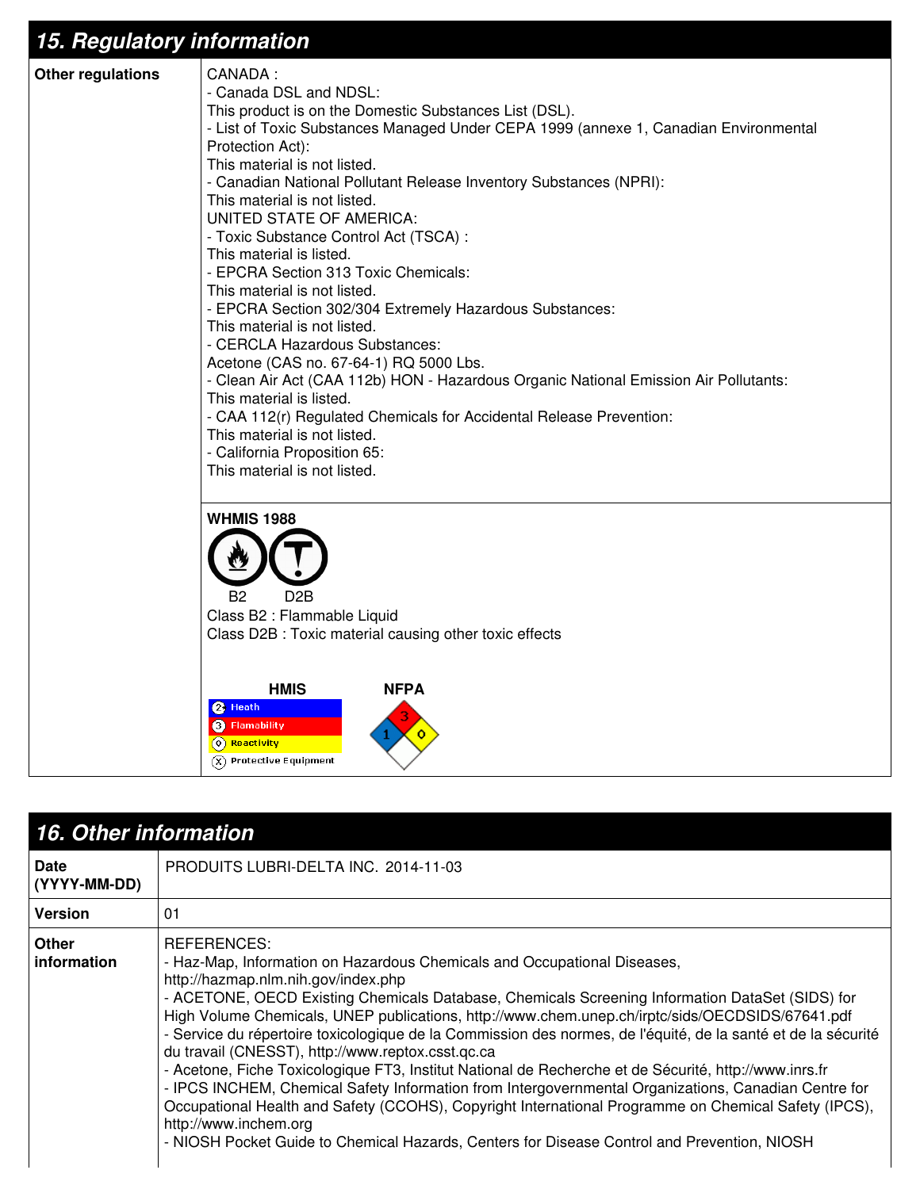## 15. Regulatory information

**Other regulations**

CANADA :
- Canada DSL and NDSL:
This product is on the Domestic Substances List (DSL).
- List of Toxic Substances Managed Under CEPA 1999 (annexe 1, Canadian Environmental Protection Act):
This material is not listed.
- Canadian National Pollutant Release Inventory Substances (NPRI):
This material is not listed.

UNITED STATE OF AMERICA:
- Toxic Substance Control Act (TSCA) :
This material is listed.
- EPCRA Section 313 Toxic Chemicals:
This material is not listed.
- EPCRA Section 302/304 Extremely Hazardous Substances:
This material is not listed.
- CERCLA Hazardous Substances:
Acetone (CAS no. 67-64-1) RQ 5000 Lbs.
- Clean Air Act (CAA 112b) HON - Hazardous Organic National Emission Air Pollutants:
This material is listed.
- CAA 112(r) Regulated Chemicals for Accidental Release Prevention:
This material is not listed.
- California Proposition 65:
This material is not listed.

**WHMIS 1988**

B2 D2B

Class B2 : Flammable Liquid
Class D2B : Toxic material causing other toxic effects

**HMIS**

| | |
|---|---|
| 2 | Heath |
| 3 | Flamability |
| 0 | Reactivity |
| X | Protective Equipment |

**NFPA**

Health: 1, Flammability: 3, Reactivity: 0

## 16. Other information

| | |
|---|---|
| **Date (YYYY-MM-DD)** | PRODUITS LUBRI-DELTA INC. 2014-11-03 |
| **Version** | 01 |

**Other information**

REFERENCES:
- Haz-Map, Information on Hazardous Chemicals and Occupational Diseases, http://hazmap.nlm.nih.gov/index.php
- ACETONE, OECD Existing Chemicals Database, Chemicals Screening Information DataSet (SIDS) for High Volume Chemicals, UNEP publications, http://www.chem.unep.ch/irptc/sids/OECDSIDS/67641.pdf
- Service du répertoire toxicologique de la Commission des normes, de l'équité, de la santé et de la sécurité du travail (CNESST), http://www.reptox.csst.qc.ca
- Acetone, Fiche Toxicologique FT3, Institut National de Recherche et de Sécurité, http://www.inrs.fr
- IPCS INCHEM, Chemical Safety Information from Intergovernmental Organizations, Canadian Centre for Occupational Health and Safety (CCOHS), Copyright International Programme on Chemical Safety (IPCS), http://www.inchem.org
- NIOSH Pocket Guide to Chemical Hazards, Centers for Disease Control and Prevention, NIOSH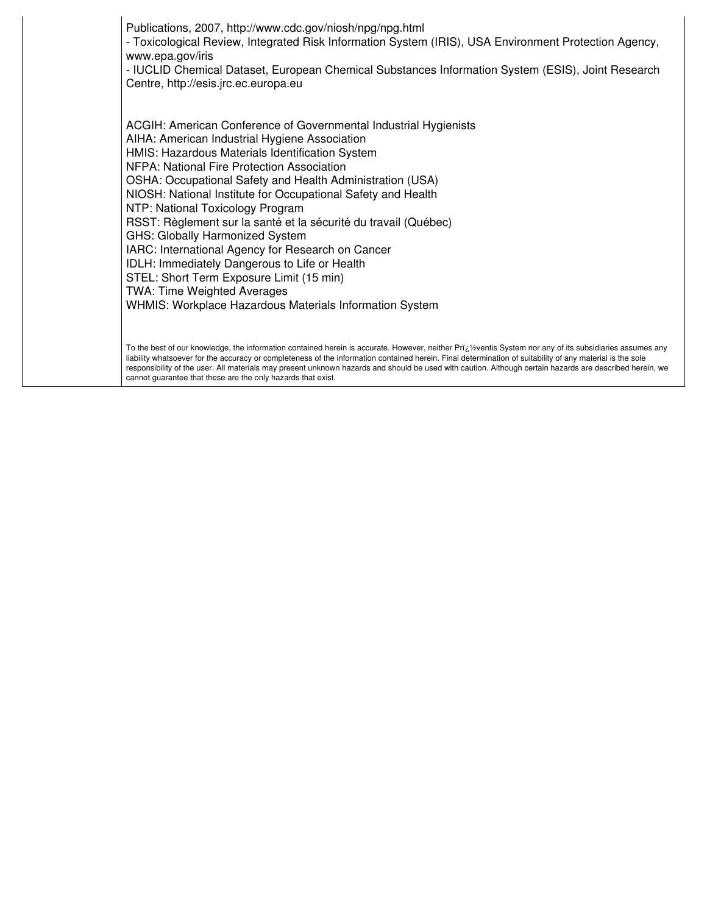Publications, 2007, http://www.cdc.gov/niosh/npg/npg.html
- Toxicological Review, Integrated Risk Information System (IRIS), USA Environment Protection Agency, www.epa.gov/iris
- IUCLID Chemical Dataset, European Chemical Substances Information System (ESIS), Joint Research Centre, http://esis.jrc.ec.europa.eu

ACGIH: American Conference of Governmental Industrial Hygienists
AIHA: American Industrial Hygiene Association
HMIS: Hazardous Materials Identification System
NFPA: National Fire Protection Association
OSHA: Occupational Safety and Health Administration (USA)
NIOSH: National Institute for Occupational Safety and Health
NTP: National Toxicology Program
RSST: Règlement sur la santé et la sécurité du travail (Québec)
GHS: Globally Harmonized System
IARC: International Agency for Research on Cancer
IDLH: Immediately Dangerous to Life or Health
STEL: Short Term Exposure Limit (15 min)
TWA: Time Weighted Averages
WHMIS: Workplace Hazardous Materials Information System

To the best of our knowledge, the information contained herein is accurate. However, neither Prï¿½ventis System nor any of its subsidiaries assumes any liability whatsoever for the accuracy or completeness of the information contained herein. Final determination of suitability of any material is the sole responsibility of the user. All materials may present unknown hazards and should be used with caution. Although certain hazards are described herein, we cannot guarantee that these are the only hazards that exist.